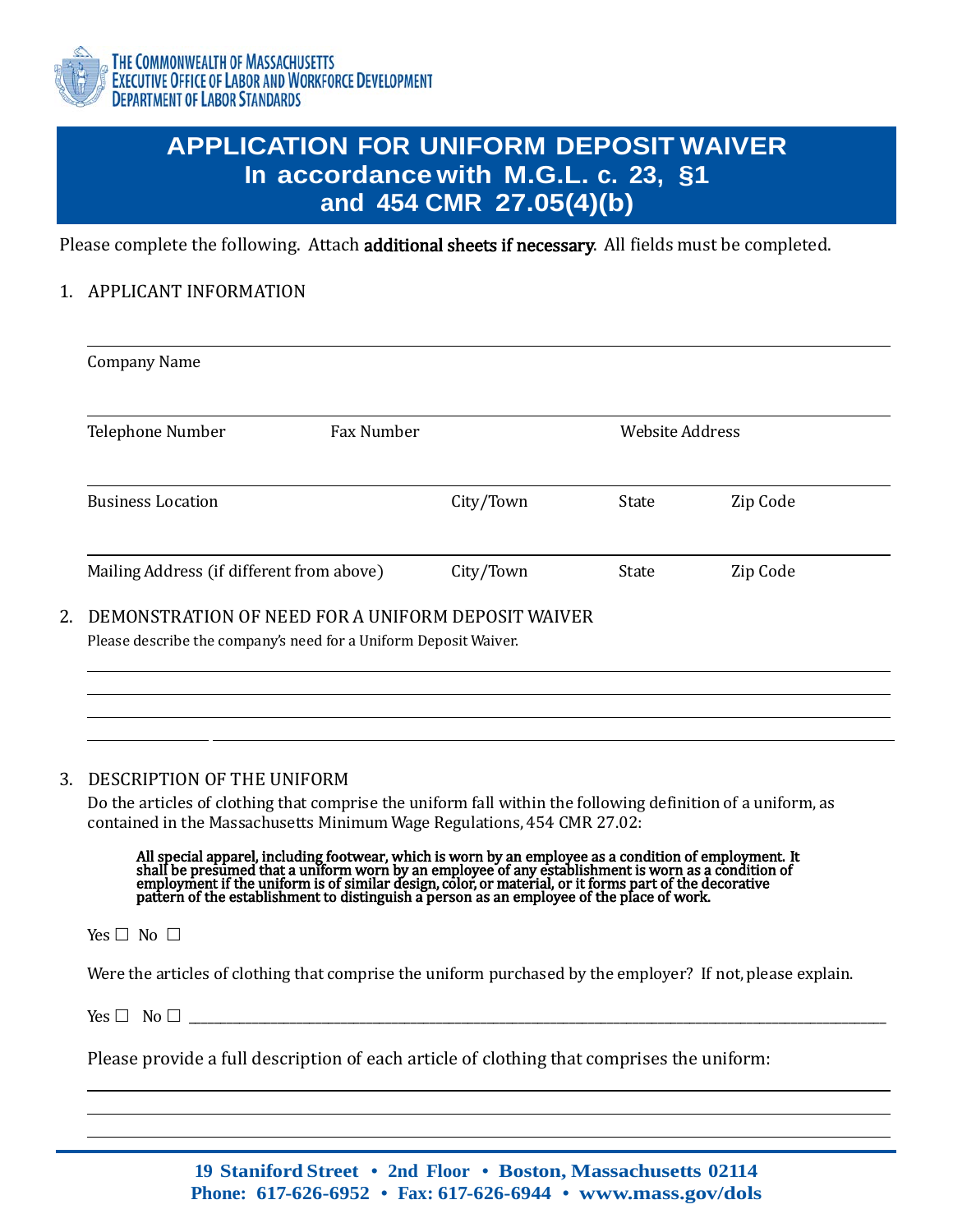THE COMMONWEALTH OF MASSACHUSETTS
EXECUTIVE OFFICE OF LABOR AND WORKFORCE DEVELOPMENT
DEPARTMENT OF LABOR STANDARDS

# APPLICATION FOR UNIFORM DEPOSIT WAIVER
## In accordance with M.G.L. c. 23, §1
## and 454 CMR 27.05(4)(b)

Please complete the following. Attach additional sheets if necessary. All fields must be completed.

1. APPLICANT INFORMATION

_______________________________________________
Company Name

_______________________________________________
Telephone Number　　Fax Number　　Website Address

_______________________________________________
Business Location　　City/Town　　State　　Zip Code

_______________________________________________
Mailing Address (if different from above)　　City/Town　　State　　Zip Code

2. DEMONSTRATION OF NEED FOR A UNIFORM DEPOSIT WAIVER

Please describe the company's need for a Uniform Deposit Waiver.

_______________________________________________
_______________________________________________
_______________________________________________
_______________________________________________

3. DESCRIPTION OF THE UNIFORM

Do the articles of clothing that comprise the uniform fall within the following definition of a uniform, as contained in the Massachusetts Minimum Wage Regulations, 454 CMR 27.02:

> **All special apparel, including footwear, which is worn by an employee as a condition of employment. It shall be presumed that a uniform worn by an employee of any establishment is worn as a condition of employment if the uniform is of similar design, color, or material, or it forms part of the decorative pattern of the establishment to distinguish a person as an employee of the place of work.**

Yes ☐ No ☐

Were the articles of clothing that comprise the uniform purchased by the employer? If not, please explain.

Yes ☐ No ☐ _______________________________________________

Please provide a full description of each article of clothing that comprises the uniform:

_______________________________________________
_______________________________________________
_______________________________________________

19 Staniford Street • 2nd Floor • Boston, Massachusetts 02114
Phone: 617-626-6952 • Fax: 617-626-6944 • www.mass.gov/dols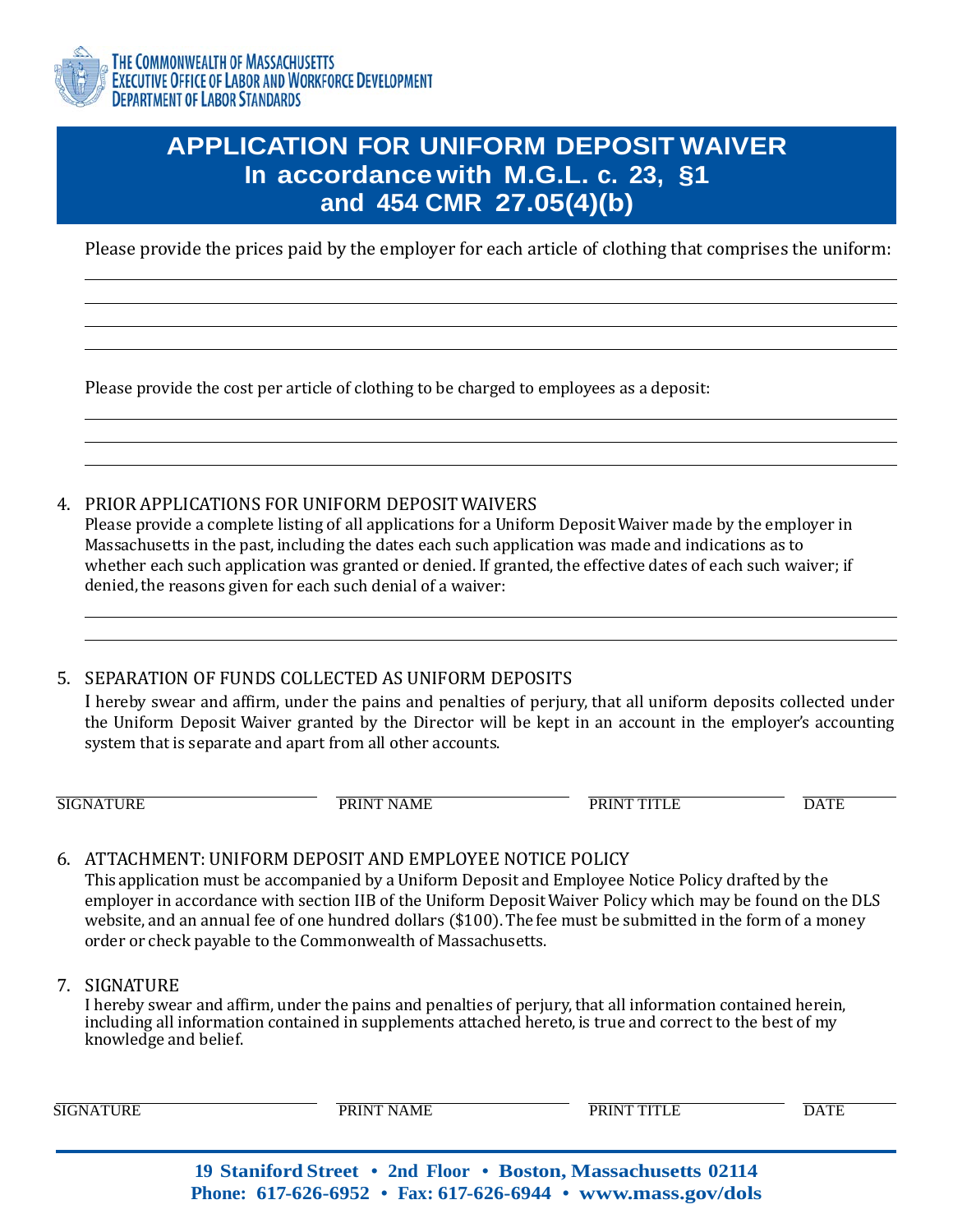THE COMMONWEALTH OF MASSACHUSETTS
EXECUTIVE OFFICE OF LABOR AND WORKFORCE DEVELOPMENT
DEPARTMENT OF LABOR STANDARDS

# APPLICATION FOR UNIFORM DEPOSIT WAIVER
## In accordance with M.G.L. c. 23, §1 and 454 CMR 27.05(4)(b)

Please provide the prices paid by the employer for each article of clothing that comprises the uniform:

\_\_\_\_\_\_\_\_\_\_\_\_\_\_\_\_\_\_\_\_\_\_\_\_\_\_\_\_\_\_\_\_\_\_\_\_\_\_\_\_\_\_\_\_

\_\_\_\_\_\_\_\_\_\_\_\_\_\_\_\_\_\_\_\_\_\_\_\_\_\_\_\_\_\_\_\_\_\_\_\_\_\_\_\_\_\_\_\_

\_\_\_\_\_\_\_\_\_\_\_\_\_\_\_\_\_\_\_\_\_\_\_\_\_\_\_\_\_\_\_\_\_\_\_\_\_\_\_\_\_\_\_\_

\_\_\_\_\_\_\_\_\_\_\_\_\_\_\_\_\_\_\_\_\_\_\_\_\_\_\_\_\_\_\_\_\_\_\_\_\_\_\_\_\_\_\_\_

Please provide the cost per article of clothing to be charged to employees as a deposit:

\_\_\_\_\_\_\_\_\_\_\_\_\_\_\_\_\_\_\_\_\_\_\_\_\_\_\_\_\_\_\_\_\_\_\_\_\_\_\_\_\_\_\_\_

\_\_\_\_\_\_\_\_\_\_\_\_\_\_\_\_\_\_\_\_\_\_\_\_\_\_\_\_\_\_\_\_\_\_\_\_\_\_\_\_\_\_\_\_

\_\_\_\_\_\_\_\_\_\_\_\_\_\_\_\_\_\_\_\_\_\_\_\_\_\_\_\_\_\_\_\_\_\_\_\_\_\_\_\_\_\_\_\_

4. PRIOR APPLICATIONS FOR UNIFORM DEPOSIT WAIVERS
   Please provide a complete listing of all applications for a Uniform Deposit Waiver made by the employer in Massachusetts in the past, including the dates each such application was made and indications as to whether each such application was granted or denied. If granted, the effective dates of each such waiver; if denied, the reasons given for each such denial of a waiver:

\_\_\_\_\_\_\_\_\_\_\_\_\_\_\_\_\_\_\_\_\_\_\_\_\_\_\_\_\_\_\_\_\_\_\_\_\_\_\_\_\_\_\_\_

\_\_\_\_\_\_\_\_\_\_\_\_\_\_\_\_\_\_\_\_\_\_\_\_\_\_\_\_\_\_\_\_\_\_\_\_\_\_\_\_\_\_\_\_

5. SEPARATION OF FUNDS COLLECTED AS UNIFORM DEPOSITS
   I hereby swear and affirm, under the pains and penalties of perjury, that all uniform deposits collected under the Uniform Deposit Waiver granted by the Director will be kept in an account in the employer's accounting system that is separate and apart from all other accounts.

| SIGNATURE | PRINT NAME | PRINT TITLE | DATE |
|---|---|---|---|
| | | | |

6. ATTACHMENT: UNIFORM DEPOSIT AND EMPLOYEE NOTICE POLICY
   This application must be accompanied by a Uniform Deposit and Employee Notice Policy drafted by the employer in accordance with section IIB of the Uniform Deposit Waiver Policy which may be found on the DLS website, and an annual fee of one hundred dollars ($100). The fee must be submitted in the form of a money order or check payable to the Commonwealth of Massachusetts.

7. SIGNATURE
   I hereby swear and affirm, under the pains and penalties of perjury, that all information contained herein, including all information contained in supplements attached hereto, is true and correct to the best of my knowledge and belief.

| SIGNATURE | PRINT NAME | PRINT TITLE | DATE |
|---|---|---|---|
| | | | |

**19 Staniford Street • 2nd Floor • Boston, Massachusetts 02114**
**Phone: 617-626-6952 • Fax: 617-626-6944 • www.mass.gov/dols**